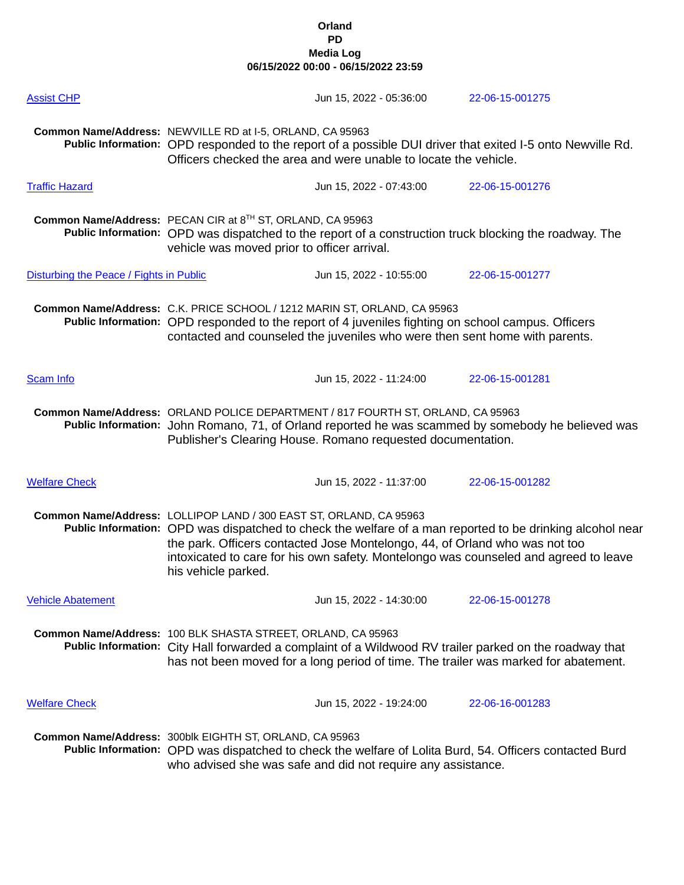**Orland**
**PD**
**Media Log**
**06/15/2022 00:00 - 06/15/2022 23:59**

**Assist CHP** — Jun 15, 2022 - 05:36:00 — 22-06-15-001275

**Common Name/Address:** NEWVILLE RD at I-5, ORLAND, CA 95963
**Public Information:** OPD responded to the report of a possible DUI driver that exited I-5 onto Newville Rd. Officers checked the area and were unable to locate the vehicle.

**Traffic Hazard** — Jun 15, 2022 - 07:43:00 — 22-06-15-001276

**Common Name/Address:** PECAN CIR at 8TH ST, ORLAND, CA 95963
**Public Information:** OPD was dispatched to the report of a construction truck blocking the roadway. The vehicle was moved prior to officer arrival.

**Disturbing the Peace / Fights in Public** — Jun 15, 2022 - 10:55:00 — 22-06-15-001277

**Common Name/Address:** C.K. PRICE SCHOOL / 1212 MARIN ST, ORLAND, CA 95963
**Public Information:** OPD responded to the report of 4 juveniles fighting on school campus. Officers contacted and counseled the juveniles who were then sent home with parents.

**Scam Info** — Jun 15, 2022 - 11:24:00 — 22-06-15-001281

**Common Name/Address:** ORLAND POLICE DEPARTMENT / 817 FOURTH ST, ORLAND, CA 95963
**Public Information:** John Romano, 71, of Orland reported he was scammed by somebody he believed was Publisher's Clearing House. Romano requested documentation.

**Welfare Check** — Jun 15, 2022 - 11:37:00 — 22-06-15-001282

**Common Name/Address:** LOLLIPOP LAND / 300 EAST ST, ORLAND, CA 95963
**Public Information:** OPD was dispatched to check the welfare of a man reported to be drinking alcohol near the park. Officers contacted Jose Montelongo, 44, of Orland who was not too intoxicated to care for his own safety. Montelongo was counseled and agreed to leave his vehicle parked.

**Vehicle Abatement** — Jun 15, 2022 - 14:30:00 — 22-06-15-001278

**Common Name/Address:** 100 BLK SHASTA STREET, ORLAND, CA 95963
**Public Information:** City Hall forwarded a complaint of a Wildwood RV trailer parked on the roadway that has not been moved for a long period of time. The trailer was marked for abatement.

**Welfare Check** — Jun 15, 2022 - 19:24:00 — 22-06-16-001283

**Common Name/Address:** 300blk EIGHTH ST, ORLAND, CA 95963
**Public Information:** OPD was dispatched to check the welfare of Lolita Burd, 54. Officers contacted Burd who advised she was safe and did not require any assistance.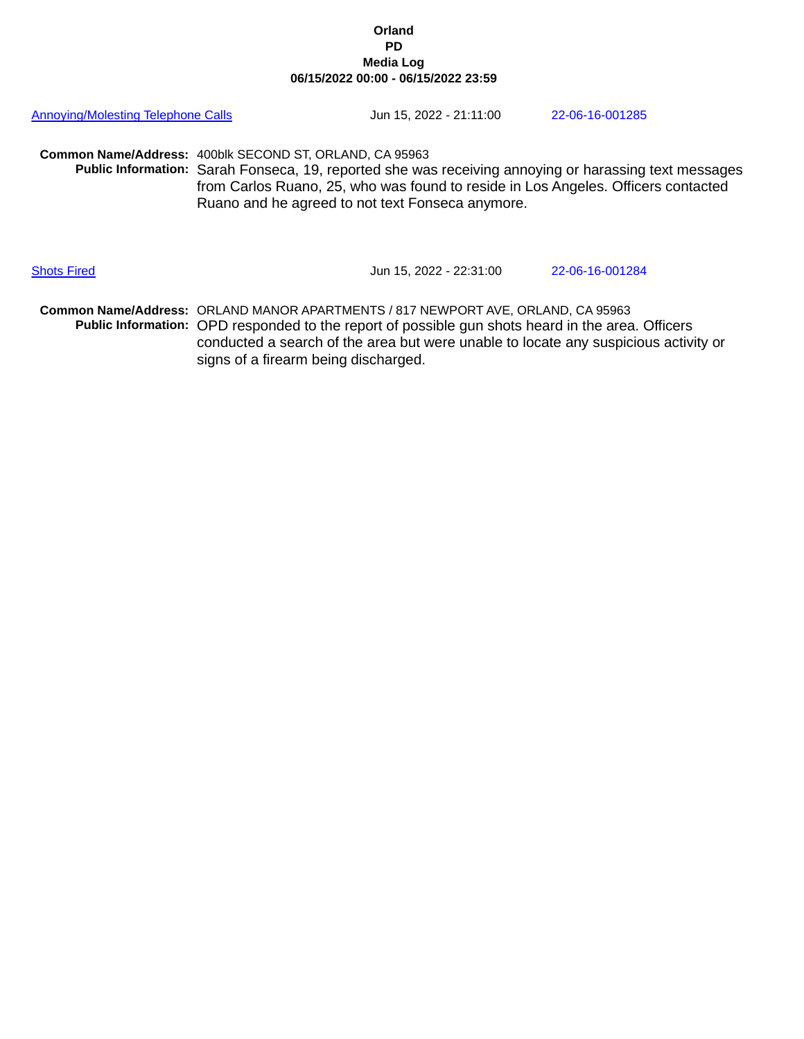**Orland**
**PD**
**Media Log**
**06/15/2022 00:00 - 06/15/2022 23:59**

Annoying/Molesting Telephone Calls — Jun 15, 2022 - 21:11:00 — 22-06-16-001285

**Common Name/Address:** 400blk SECOND ST, ORLAND, CA 95963
**Public Information:** Sarah Fonseca, 19, reported she was receiving annoying or harassing text messages from Carlos Ruano, 25, who was found to reside in Los Angeles. Officers contacted Ruano and he agreed to not text Fonseca anymore.

Shots Fired — Jun 15, 2022 - 22:31:00 — 22-06-16-001284

**Common Name/Address:** ORLAND MANOR APARTMENTS / 817 NEWPORT AVE, ORLAND, CA 95963
**Public Information:** OPD responded to the report of possible gun shots heard in the area. Officers conducted a search of the area but were unable to locate any suspicious activity or signs of a firearm being discharged.